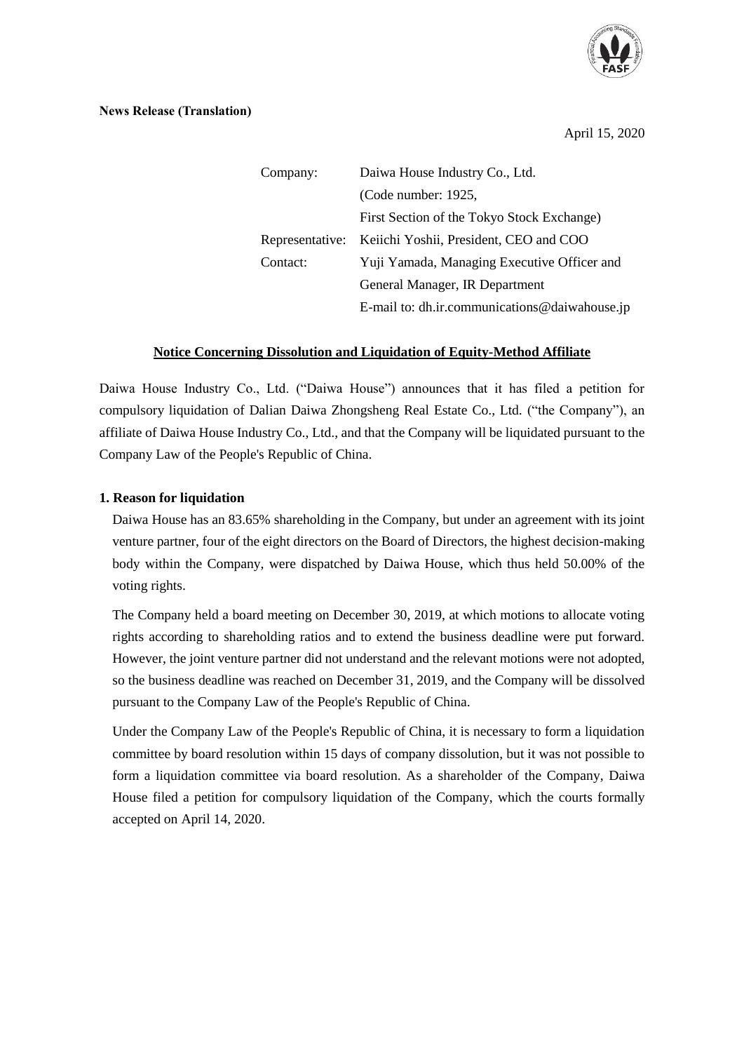**News Release (Translation)**

April 15, 2020

| | |
|---|---|
| Company: | Daiwa House Industry Co., Ltd. |
| | (Code number: 1925, |
| | First Section of the Tokyo Stock Exchange) |
| Representative: | Keiichi Yoshii, President, CEO and COO |
| Contact: | Yuji Yamada, Managing Executive Officer and |
| | General Manager, IR Department |
| | E-mail to: dh.ir.communications@daiwahouse.jp |

## Notice Concerning Dissolution and Liquidation of Equity-Method Affiliate

Daiwa House Industry Co., Ltd. ("Daiwa House") announces that it has filed a petition for compulsory liquidation of Dalian Daiwa Zhongsheng Real Estate Co., Ltd. ("the Company"), an affiliate of Daiwa House Industry Co., Ltd., and that the Company will be liquidated pursuant to the Company Law of the People's Republic of China.

### 1. Reason for liquidation

Daiwa House has an 83.65% shareholding in the Company, but under an agreement with its joint venture partner, four of the eight directors on the Board of Directors, the highest decision-making body within the Company, were dispatched by Daiwa House, which thus held 50.00% of the voting rights.

The Company held a board meeting on December 30, 2019, at which motions to allocate voting rights according to shareholding ratios and to extend the business deadline were put forward. However, the joint venture partner did not understand and the relevant motions were not adopted, so the business deadline was reached on December 31, 2019, and the Company will be dissolved pursuant to the Company Law of the People's Republic of China.

Under the Company Law of the People's Republic of China, it is necessary to form a liquidation committee by board resolution within 15 days of company dissolution, but it was not possible to form a liquidation committee via board resolution. As a shareholder of the Company, Daiwa House filed a petition for compulsory liquidation of the Company, which the courts formally accepted on April 14, 2020.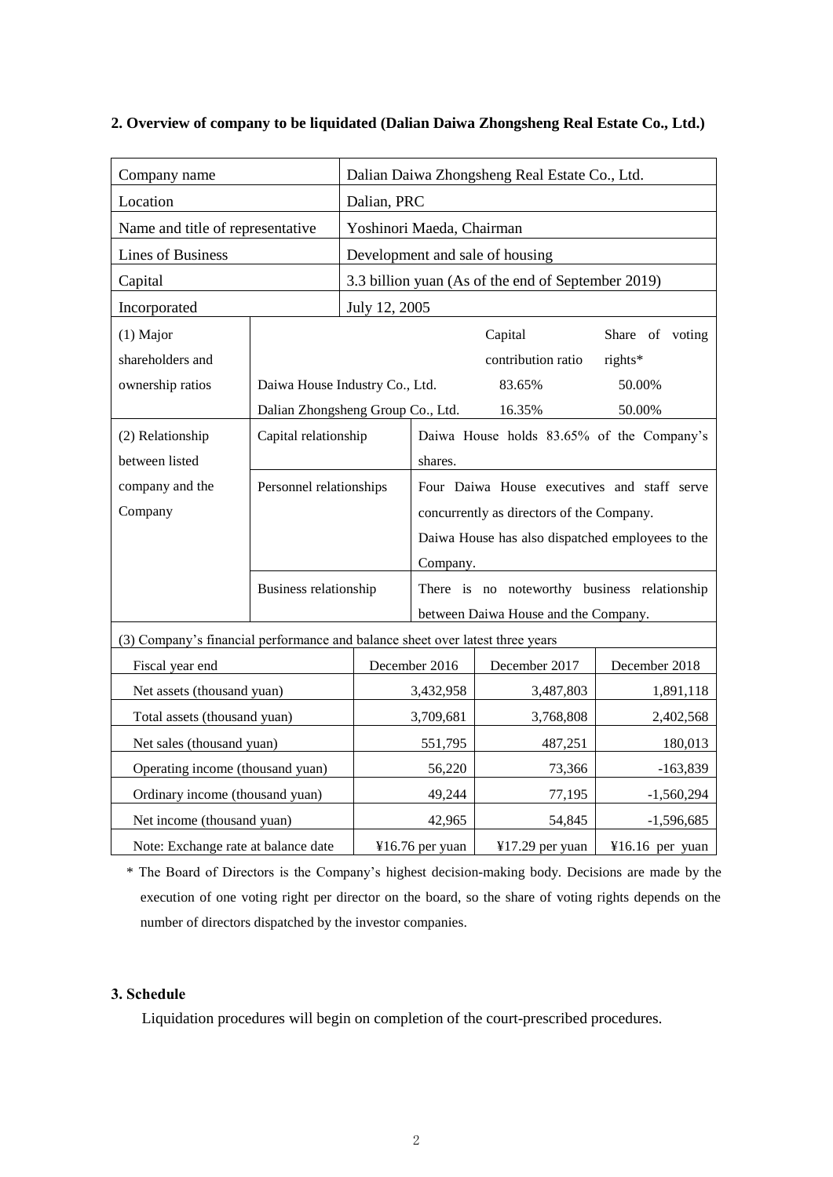**2. Overview of company to be liquidated (Dalian Daiwa Zhongsheng Real Estate Co., Ltd.)**

| Company name | | Dalian Daiwa Zhongsheng Real Estate Co., Ltd. | | |
|---|---|---|---|---|
| Location | | Dalian, PRC | | |
| Name and title of representative | | Yoshinori Maeda, Chairman | | |
| Lines of Business | | Development and sale of housing | | |
| Capital | | 3.3 billion yuan (As of the end of September 2019) | | |
| Incorporated | | July 12, 2005 | | |
| (1) Major shareholders and ownership ratios | | | Capital contribution ratio | Share of voting rights* |
| | Daiwa House Industry Co., Ltd. | | 83.65% | 50.00% |
| | Dalian Zhongsheng Group Co., Ltd. | | 16.35% | 50.00% |
| (2) Relationship between listed company and the Company | Capital relationship | Daiwa House holds 83.65% of the Company's shares. | | |
| | Personnel relationships | Four Daiwa House executives and staff serve concurrently as directors of the Company. Daiwa House has also dispatched employees to the Company. | | |
| | Business relationship | There is no noteworthy business relationship between Daiwa House and the Company. | | |

(3) Company's financial performance and balance sheet over latest three years

| Fiscal year end | December 2016 | December 2017 | December 2018 |
|---|---|---|---|
| Net assets (thousand yuan) | 3,432,958 | 3,487,803 | 1,891,118 |
| Total assets (thousand yuan) | 3,709,681 | 3,768,808 | 2,402,568 |
| Net sales (thousand yuan) | 551,795 | 487,251 | 180,013 |
| Operating income (thousand yuan) | 56,220 | 73,366 | -163,839 |
| Ordinary income (thousand yuan) | 49,244 | 77,195 | -1,560,294 |
| Net income (thousand yuan) | 42,965 | 54,845 | -1,596,685 |
| Note: Exchange rate at balance date | ¥16.76 per yuan | ¥17.29 per yuan | ¥16.16 per yuan |

\* The Board of Directors is the Company's highest decision-making body. Decisions are made by the execution of one voting right per director on the board, so the share of voting rights depends on the number of directors dispatched by the investor companies.

**3. Schedule**

Liquidation procedures will begin on completion of the court-prescribed procedures.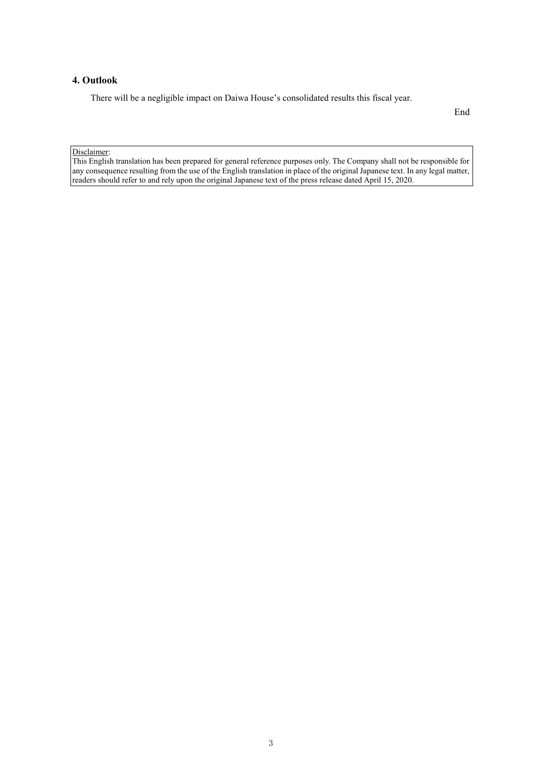## 4. Outlook

There will be a negligible impact on Daiwa House's consolidated results this fiscal year.

End

Disclaimer:
This English translation has been prepared for general reference purposes only. The Company shall not be responsible for any consequence resulting from the use of the English translation in place of the original Japanese text. In any legal matter, readers should refer to and rely upon the original Japanese text of the press release dated April 15, 2020.